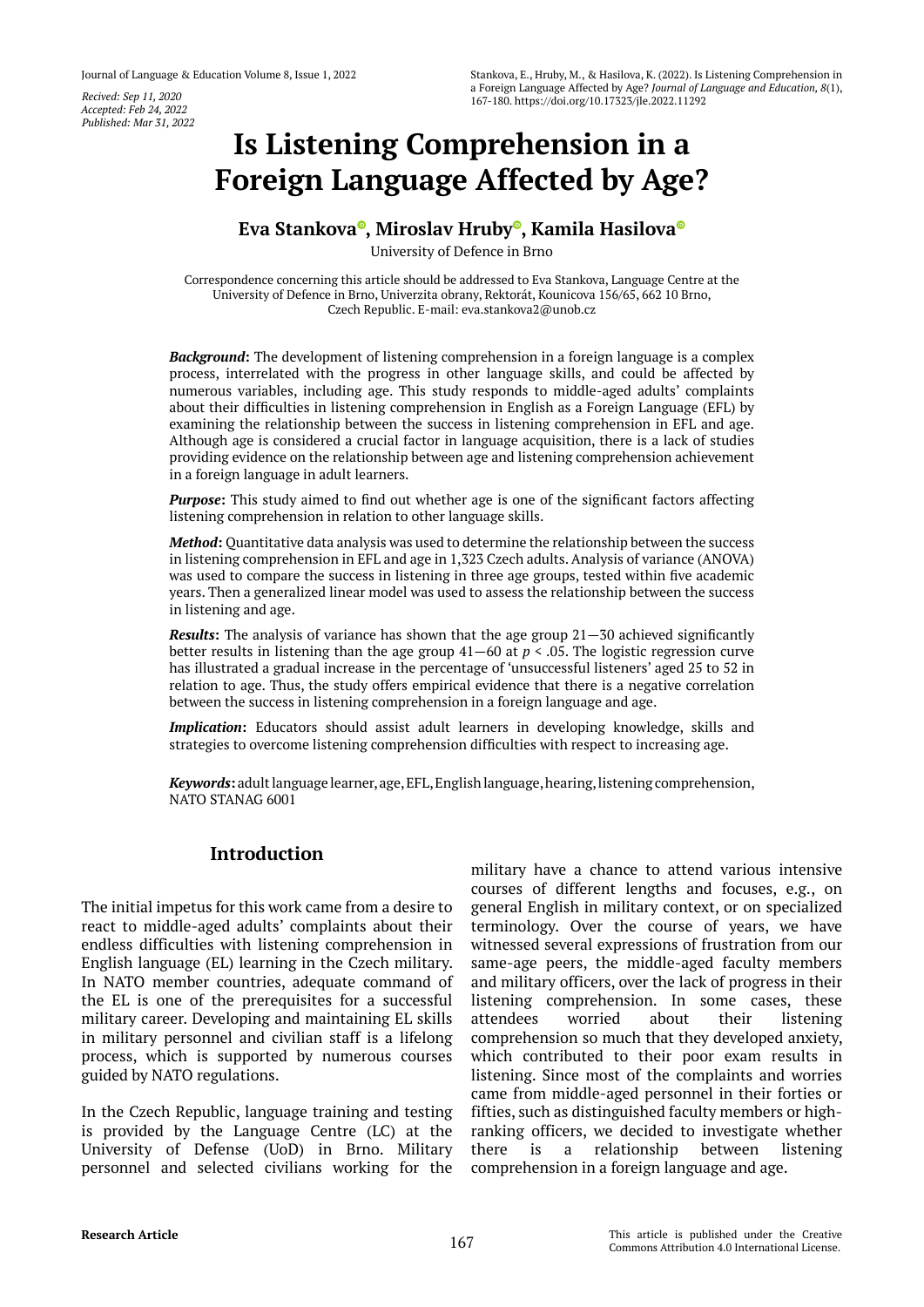Recived: Sep 11, 2020
Accepted: Feb 24, 2022
Published: Mar 31, 2022

Stankova, E., Hruby, M., & Hasilova, K. (2022). Is Listening Comprehension in a Foreign Language Affected by Age? *Journal of Language and Education, 8*(1), 167-180. https://doi.org/10.17323/jle.2022.11292

# Is Listening Comprehension in a Foreign Language Affected by Age?

**Eva Stankova, Miroslav Hruby, Kamila Hasilova**

University of Defence in Brno

Correspondence concerning this article should be addressed to Eva Stankova, Language Centre at the University of Defence in Brno, Univerzita obrany, Rektorát, Kounicova 156/65, 662 10 Brno, Czech Republic. E-mail: eva.stankova2@unob.cz

***Background*****:** The development of listening comprehension in a foreign language is a complex process, interrelated with the progress in other language skills, and could be affected by numerous variables, including age. This study responds to middle-aged adults' complaints about their difficulties in listening comprehension in English as a Foreign Language (EFL) by examining the relationship between the success in listening comprehension in EFL and age. Although age is considered a crucial factor in language acquisition, there is a lack of studies providing evidence on the relationship between age and listening comprehension achievement in a foreign language in adult learners.

***Purpose*****:** This study aimed to find out whether age is one of the significant factors affecting listening comprehension in relation to other language skills.

***Method*****:** Quantitative data analysis was used to determine the relationship between the success in listening comprehension in EFL and age in 1,323 Czech adults. Analysis of variance (ANOVA) was used to compare the success in listening in three age groups, tested within five academic years. Then a generalized linear model was used to assess the relationship between the success in listening and age.

***Results*****:** The analysis of variance has shown that the age group 21—30 achieved significantly better results in listening than the age group 41—60 at $p < .05$. The logistic regression curve has illustrated a gradual increase in the percentage of 'unsuccessful listeners' aged 25 to 52 in relation to age. Thus, the study offers empirical evidence that there is a negative correlation between the success in listening comprehension in a foreign language and age.

***Implication*****:** Educators should assist adult learners in developing knowledge, skills and strategies to overcome listening comprehension difficulties with respect to increasing age.

***Keywords*****:** adult language learner, age, EFL, English language, hearing, listening comprehension, NATO STANAG 6001

## Introduction

The initial impetus for this work came from a desire to react to middle-aged adults' complaints about their endless difficulties with listening comprehension in English language (EL) learning in the Czech military. In NATO member countries, adequate command of the EL is one of the prerequisites for a successful military career. Developing and maintaining EL skills in military personnel and civilian staff is a lifelong process, which is supported by numerous courses guided by NATO regulations.

In the Czech Republic, language training and testing is provided by the Language Centre (LC) at the University of Defense (UoD) in Brno. Military personnel and selected civilians working for the military have a chance to attend various intensive courses of different lengths and focuses, e.g., on general English in military context, or on specialized terminology. Over the course of years, we have witnessed several expressions of frustration from our same-age peers, the middle-aged faculty members and military officers, over the lack of progress in their listening comprehension. In some cases, these attendees worried about their listening comprehension so much that they developed anxiety, which contributed to their poor exam results in listening. Since most of the complaints and worries came from middle-aged personnel in their forties or fifties, such as distinguished faculty members or high-ranking officers, we decided to investigate whether there is a relationship between listening comprehension in a foreign language and age.

Research Article

This article is published under the Creative Commons Attribution 4.0 International License.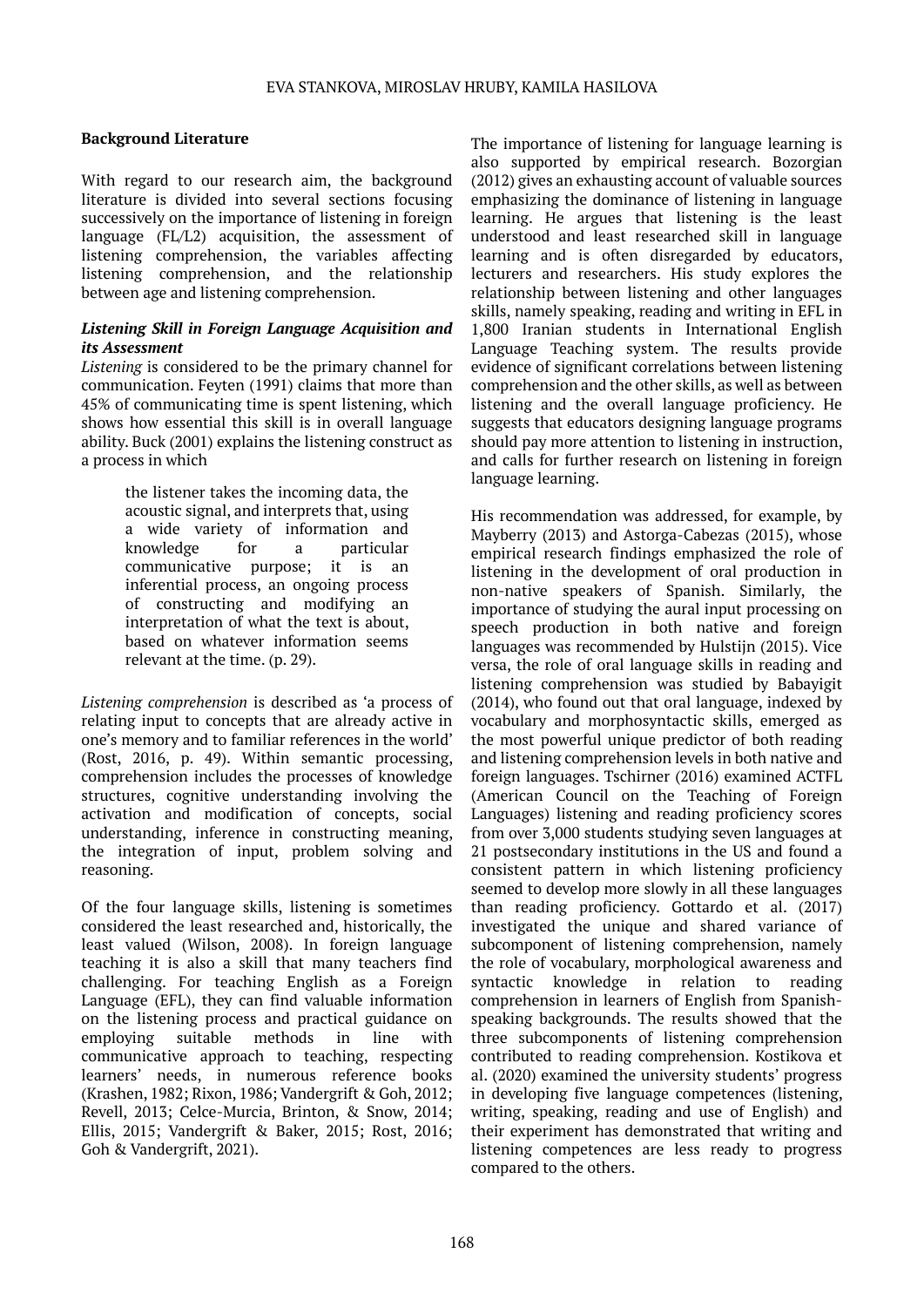## Background Literature

With regard to our research aim, the background literature is divided into several sections focusing successively on the importance of listening in foreign language (FL/L2) acquisition, the assessment of listening comprehension, the variables affecting listening comprehension, and the relationship between age and listening comprehension.

### *Listening Skill in Foreign Language Acquisition and its Assessment*

*Listening* is considered to be the primary channel for communication. Feyten (1991) claims that more than 45% of communicating time is spent listening, which shows how essential this skill is in overall language ability. Buck (2001) explains the listening construct as a process in which

> the listener takes the incoming data, the acoustic signal, and interprets that, using a wide variety of information and knowledge for a particular communicative purpose; it is an inferential process, an ongoing process of constructing and modifying an interpretation of what the text is about, based on whatever information seems relevant at the time. (p. 29).

*Listening comprehension* is described as 'a process of relating input to concepts that are already active in one's memory and to familiar references in the world' (Rost, 2016, p. 49). Within semantic processing, comprehension includes the processes of knowledge structures, cognitive understanding involving the activation and modification of concepts, social understanding, inference in constructing meaning, the integration of input, problem solving and reasoning.

Of the four language skills, listening is sometimes considered the least researched and, historically, the least valued (Wilson, 2008). In foreign language teaching it is also a skill that many teachers find challenging. For teaching English as a Foreign Language (EFL), they can find valuable information on the listening process and practical guidance on employing suitable methods in line with communicative approach to teaching, respecting learners' needs, in numerous reference books (Krashen, 1982; Rixon, 1986; Vandergrift & Goh, 2012; Revell, 2013; Celce-Murcia, Brinton, & Snow, 2014; Ellis, 2015; Vandergrift & Baker, 2015; Rost, 2016; Goh & Vandergrift, 2021).

The importance of listening for language learning is also supported by empirical research. Bozorgian (2012) gives an exhausting account of valuable sources emphasizing the dominance of listening in language learning. He argues that listening is the least understood and least researched skill in language learning and is often disregarded by educators, lecturers and researchers. His study explores the relationship between listening and other languages skills, namely speaking, reading and writing in EFL in 1,800 Iranian students in International English Language Teaching system. The results provide evidence of significant correlations between listening comprehension and the other skills, as well as between listening and the overall language proficiency. He suggests that educators designing language programs should pay more attention to listening in instruction, and calls for further research on listening in foreign language learning.

His recommendation was addressed, for example, by Mayberry (2013) and Astorga-Cabezas (2015), whose empirical research findings emphasized the role of listening in the development of oral production in non-native speakers of Spanish. Similarly, the importance of studying the aural input processing on speech production in both native and foreign languages was recommended by Hulstijn (2015). Vice versa, the role of oral language skills in reading and listening comprehension was studied by Babayigit (2014), who found out that oral language, indexed by vocabulary and morphosyntactic skills, emerged as the most powerful unique predictor of both reading and listening comprehension levels in both native and foreign languages. Tschirner (2016) examined ACTFL (American Council on the Teaching of Foreign Languages) listening and reading proficiency scores from over 3,000 students studying seven languages at 21 postsecondary institutions in the US and found a consistent pattern in which listening proficiency seemed to develop more slowly in all these languages than reading proficiency. Gottardo et al. (2017) investigated the unique and shared variance of subcomponent of listening comprehension, namely the role of vocabulary, morphological awareness and syntactic knowledge in relation to reading comprehension in learners of English from Spanish-speaking backgrounds. The results showed that the three subcomponents of listening comprehension contributed to reading comprehension. Kostikova et al. (2020) examined the university students' progress in developing five language competences (listening, writing, speaking, reading and use of English) and their experiment has demonstrated that writing and listening competences are less ready to progress compared to the others.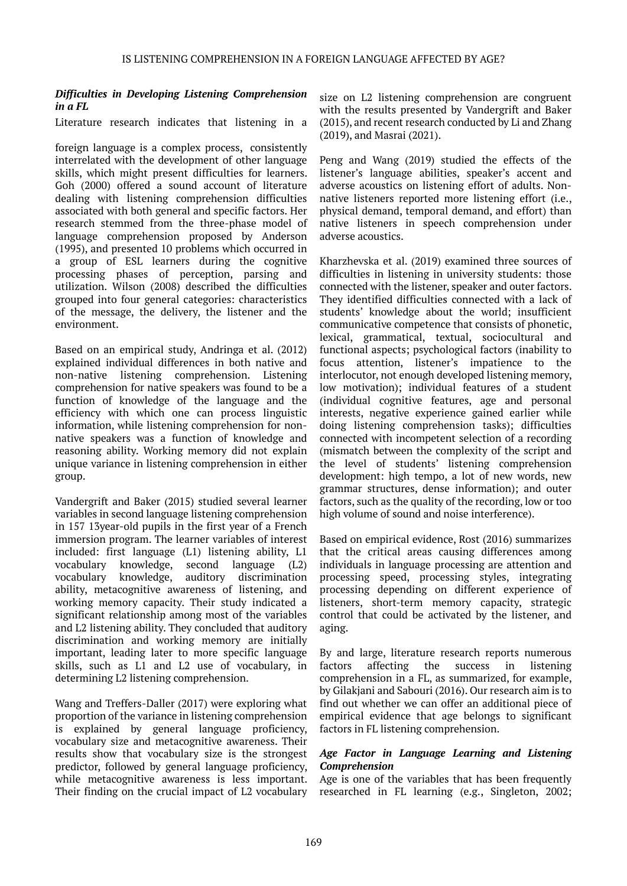### *Difficulties in Developing Listening Comprehension in a FL*

Literature research indicates that listening in a foreign language is a complex process, consistently interrelated with the development of other language skills, which might present difficulties for learners. Goh (2000) offered a sound account of literature dealing with listening comprehension difficulties associated with both general and specific factors. Her research stemmed from the three-phase model of language comprehension proposed by Anderson (1995), and presented 10 problems which occurred in a group of ESL learners during the cognitive processing phases of perception, parsing and utilization. Wilson (2008) described the difficulties grouped into four general categories: characteristics of the message, the delivery, the listener and the environment.

Based on an empirical study, Andringa et al. (2012) explained individual differences in both native and non-native listening comprehension. Listening comprehension for native speakers was found to be a function of knowledge of the language and the efficiency with which one can process linguistic information, while listening comprehension for non-native speakers was a function of knowledge and reasoning ability. Working memory did not explain unique variance in listening comprehension in either group.

Vandergrift and Baker (2015) studied several learner variables in second language listening comprehension in 157 13year-old pupils in the first year of a French immersion program. The learner variables of interest included: first language (L1) listening ability, L1 vocabulary knowledge, second language (L2) vocabulary knowledge, auditory discrimination ability, metacognitive awareness of listening, and working memory capacity. Their study indicated a significant relationship among most of the variables and L2 listening ability. They concluded that auditory discrimination and working memory are initially important, leading later to more specific language skills, such as L1 and L2 use of vocabulary, in determining L2 listening comprehension.

Wang and Treffers-Daller (2017) were exploring what proportion of the variance in listening comprehension is explained by general language proficiency, vocabulary size and metacognitive awareness. Their results show that vocabulary size is the strongest predictor, followed by general language proficiency, while metacognitive awareness is less important. Their finding on the crucial impact of L2 vocabulary size on L2 listening comprehension are congruent with the results presented by Vandergrift and Baker (2015), and recent research conducted by Li and Zhang (2019), and Masrai (2021).

Peng and Wang (2019) studied the effects of the listener's language abilities, speaker's accent and adverse acoustics on listening effort of adults. Non-native listeners reported more listening effort (i.e., physical demand, temporal demand, and effort) than native listeners in speech comprehension under adverse acoustics.

Kharzhevska et al. (2019) examined three sources of difficulties in listening in university students: those connected with the listener, speaker and outer factors. They identified difficulties connected with a lack of students' knowledge about the world; insufficient communicative competence that consists of phonetic, lexical, grammatical, textual, sociocultural and functional aspects; psychological factors (inability to focus attention, listener's impatience to the interlocutor, not enough developed listening memory, low motivation); individual features of a student (individual cognitive features, age and personal interests, negative experience gained earlier while doing listening comprehension tasks); difficulties connected with incompetent selection of a recording (mismatch between the complexity of the script and the level of students' listening comprehension development: high tempo, a lot of new words, new grammar structures, dense information); and outer factors, such as the quality of the recording, low or too high volume of sound and noise interference).

Based on empirical evidence, Rost (2016) summarizes that the critical areas causing differences among individuals in language processing are attention and processing speed, processing styles, integrating processing depending on different experience of listeners, short-term memory capacity, strategic control that could be activated by the listener, and aging.

By and large, literature research reports numerous factors affecting the success in listening comprehension in a FL, as summarized, for example, by Gilakjani and Sabouri (2016). Our research aim is to find out whether we can offer an additional piece of empirical evidence that age belongs to significant factors in FL listening comprehension.

### *Age Factor in Language Learning and Listening Comprehension*

Age is one of the variables that has been frequently researched in FL learning (e.g., Singleton, 2002;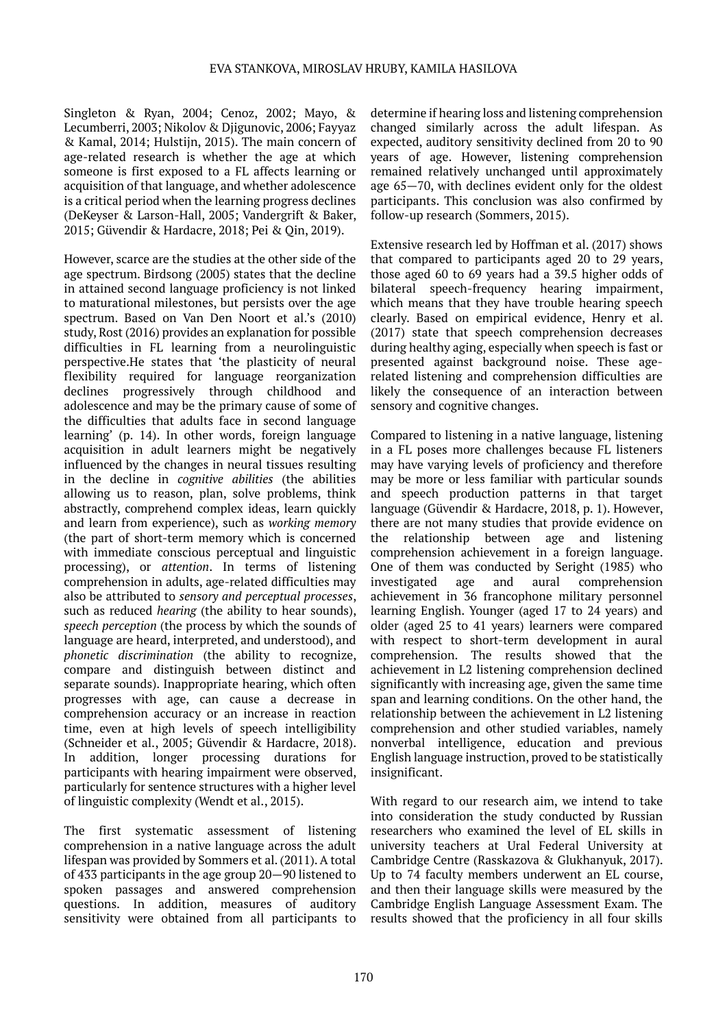Singleton & Ryan, 2004; Cenoz, 2002; Mayo, & Lecumberri, 2003; Nikolov & Djigunovic, 2006; Fayyaz & Kamal, 2014; Hulstijn, 2015). The main concern of age-related research is whether the age at which someone is first exposed to a FL affects learning or acquisition of that language, and whether adolescence is a critical period when the learning progress declines (DeKeyser & Larson-Hall, 2005; Vandergrift & Baker, 2015; Güvendir & Hardacre, 2018; Pei & Qin, 2019).

However, scarce are the studies at the other side of the age spectrum. Birdsong (2005) states that the decline in attained second language proficiency is not linked to maturational milestones, but persists over the age spectrum. Based on Van Den Noort et al.'s (2010) study, Rost (2016) provides an explanation for possible difficulties in FL learning from a neurolinguistic perspective.He states that 'the plasticity of neural flexibility required for language reorganization declines progressively through childhood and adolescence and may be the primary cause of some of the difficulties that adults face in second language learning' (p. 14). In other words, foreign language acquisition in adult learners might be negatively influenced by the changes in neural tissues resulting in the decline in *cognitive abilities* (the abilities allowing us to reason, plan, solve problems, think abstractly, comprehend complex ideas, learn quickly and learn from experience), such as *working memory* (the part of short-term memory which is concerned with immediate conscious perceptual and linguistic processing), or *attention*. In terms of listening comprehension in adults, age-related difficulties may also be attributed to *sensory and perceptual processes*, such as reduced *hearing* (the ability to hear sounds), *speech perception* (the process by which the sounds of language are heard, interpreted, and understood), and *phonetic discrimination* (the ability to recognize, compare and distinguish between distinct and separate sounds). Inappropriate hearing, which often progresses with age, can cause a decrease in comprehension accuracy or an increase in reaction time, even at high levels of speech intelligibility (Schneider et al., 2005; Güvendir & Hardacre, 2018). In addition, longer processing durations for participants with hearing impairment were observed, particularly for sentence structures with a higher level of linguistic complexity (Wendt et al., 2015).

The first systematic assessment of listening comprehension in a native language across the adult lifespan was provided by Sommers et al. (2011). A total of 433 participants in the age group 20—90 listened to spoken passages and answered comprehension questions. In addition, measures of auditory sensitivity were obtained from all participants to determine if hearing loss and listening comprehension changed similarly across the adult lifespan. As expected, auditory sensitivity declined from 20 to 90 years of age. However, listening comprehension remained relatively unchanged until approximately age 65—70, with declines evident only for the oldest participants. This conclusion was also confirmed by follow-up research (Sommers, 2015).

Extensive research led by Hoffman et al. (2017) shows that compared to participants aged 20 to 29 years, those aged 60 to 69 years had a 39.5 higher odds of bilateral speech-frequency hearing impairment, which means that they have trouble hearing speech clearly. Based on empirical evidence, Henry et al. (2017) state that speech comprehension decreases during healthy aging, especially when speech is fast or presented against background noise. These age-related listening and comprehension difficulties are likely the consequence of an interaction between sensory and cognitive changes.

Compared to listening in a native language, listening in a FL poses more challenges because FL listeners may have varying levels of proficiency and therefore may be more or less familiar with particular sounds and speech production patterns in that target language (Güvendir & Hardacre, 2018, p. 1). However, there are not many studies that provide evidence on the relationship between age and listening comprehension achievement in a foreign language. One of them was conducted by Seright (1985) who investigated age and aural comprehension achievement in 36 francophone military personnel learning English. Younger (aged 17 to 24 years) and older (aged 25 to 41 years) learners were compared with respect to short-term development in aural comprehension. The results showed that the achievement in L2 listening comprehension declined significantly with increasing age, given the same time span and learning conditions. On the other hand, the relationship between the achievement in L2 listening comprehension and other studied variables, namely nonverbal intelligence, education and previous English language instruction, proved to be statistically insignificant.

With regard to our research aim, we intend to take into consideration the study conducted by Russian researchers who examined the level of EL skills in university teachers at Ural Federal University at Cambridge Centre (Rasskazova & Glukhanyuk, 2017). Up to 74 faculty members underwent an EL course, and then their language skills were measured by the Cambridge English Language Assessment Exam. The results showed that the proficiency in all four skills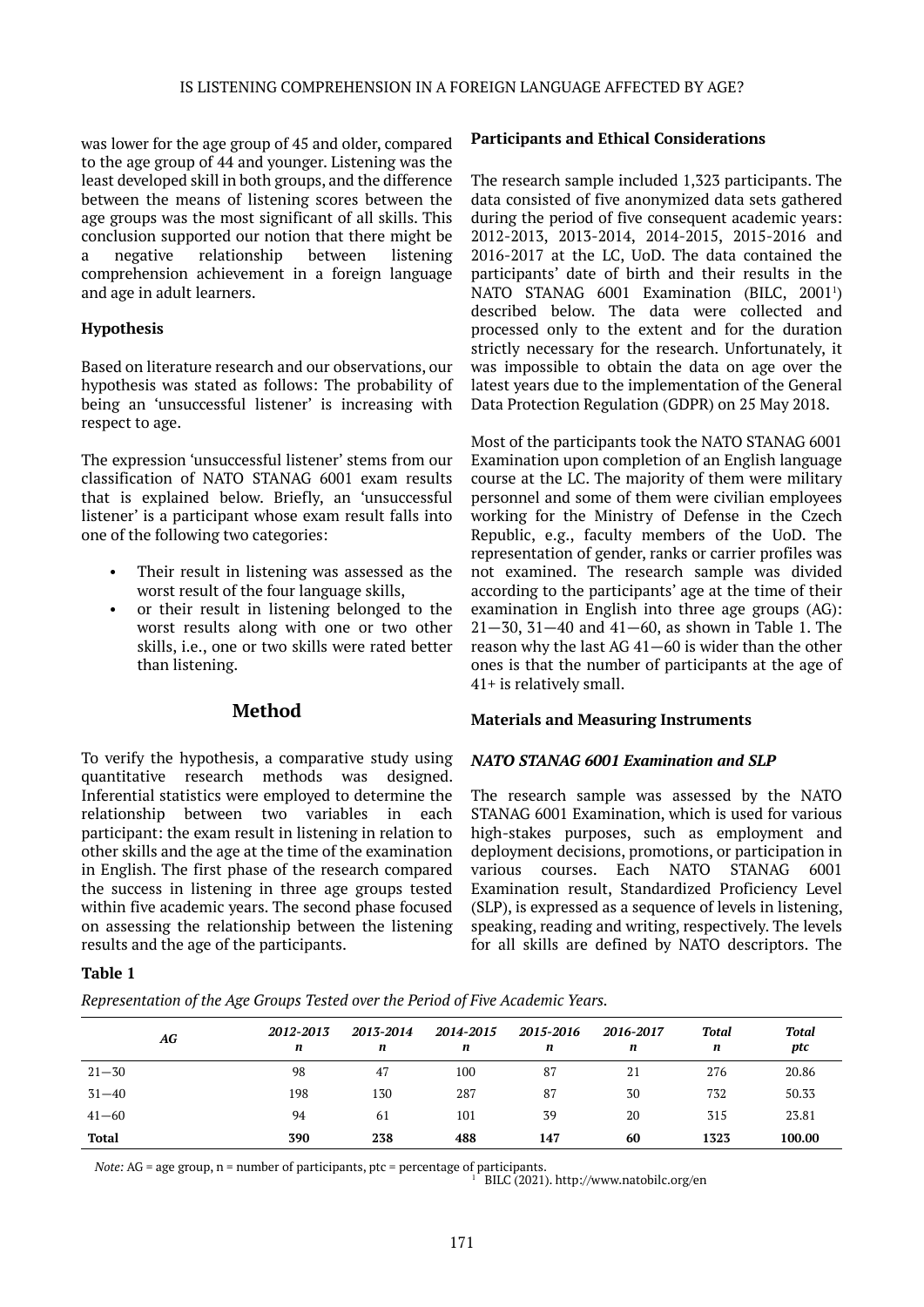was lower for the age group of 45 and older, compared to the age group of 44 and younger. Listening was the least developed skill in both groups, and the difference between the means of listening scores between the age groups was the most significant of all skills. This conclusion supported our notion that there might be a negative relationship between listening comprehension achievement in a foreign language and age in adult learners.

### Hypothesis

Based on literature research and our observations, our hypothesis was stated as follows: The probability of being an 'unsuccessful listener' is increasing with respect to age.

The expression 'unsuccessful listener' stems from our classification of NATO STANAG 6001 exam results that is explained below. Briefly, an 'unsuccessful listener' is a participant whose exam result falls into one of the following two categories:

- Their result in listening was assessed as the worst result of the four language skills,
- or their result in listening belonged to the worst results along with one or two other skills, i.e., one or two skills were rated better than listening.

## Method

To verify the hypothesis, a comparative study using quantitative research methods was designed. Inferential statistics were employed to determine the relationship between two variables in each participant: the exam result in listening in relation to other skills and the age at the time of the examination in English. The first phase of the research compared the success in listening in three age groups tested within five academic years. The second phase focused on assessing the relationship between the listening results and the age of the participants.

### Participants and Ethical Considerations

The research sample included 1,323 participants. The data consisted of five anonymized data sets gathered during the period of five consequent academic years: 2012-2013, 2013-2014, 2014-2015, 2015-2016 and 2016-2017 at the LC, UoD. The data contained the participants' date of birth and their results in the NATO STANAG 6001 Examination (BILC, 2001[1]) described below. The data were collected and processed only to the extent and for the duration strictly necessary for the research. Unfortunately, it was impossible to obtain the data on age over the latest years due to the implementation of the General Data Protection Regulation (GDPR) on 25 May 2018.

Most of the participants took the NATO STANAG 6001 Examination upon completion of an English language course at the LC. The majority of them were military personnel and some of them were civilian employees working for the Ministry of Defense in the Czech Republic, e.g., faculty members of the UoD. The representation of gender, ranks or carrier profiles was not examined. The research sample was divided according to the participants' age at the time of their examination in English into three age groups (AG): 21—30, 31—40 and 41—60, as shown in Table 1. The reason why the last AG 41—60 is wider than the other ones is that the number of participants at the age of 41+ is relatively small.

### Materials and Measuring Instruments

#### *NATO STANAG 6001 Examination and SLP*

The research sample was assessed by the NATO STANAG 6001 Examination, which is used for various high-stakes purposes, such as employment and deployment decisions, promotions, or participation in various courses. Each NATO STANAG 6001 Examination result, Standardized Proficiency Level (SLP), is expressed as a sequence of levels in listening, speaking, reading and writing, respectively. The levels for all skills are defined by NATO descriptors. The

**Table 1**

*Representation of the Age Groups Tested over the Period of Five Academic Years.*

| *AG* | *2012-2013* *n* | *2013-2014* *n* | *2014-2015* *n* | *2015-2016* *n* | *2016-2017* *n* | *Total* *n* | *Total* *ptc* |
|---|---|---|---|---|---|---|---|
| 21—30 | 98 | 47 | 100 | 87 | 21 | 276 | 20.86 |
| 31—40 | 198 | 130 | 287 | 87 | 30 | 732 | 50.33 |
| 41—60 | 94 | 61 | 101 | 39 | 20 | 315 | 23.81 |
| **Total** | **390** | **238** | **488** | **147** | **60** | **1323** | **100.00** |

*Note:* AG = age group, n = number of participants, ptc = percentage of participants.

[1] BILC (2021). http://www.natobilc.org/en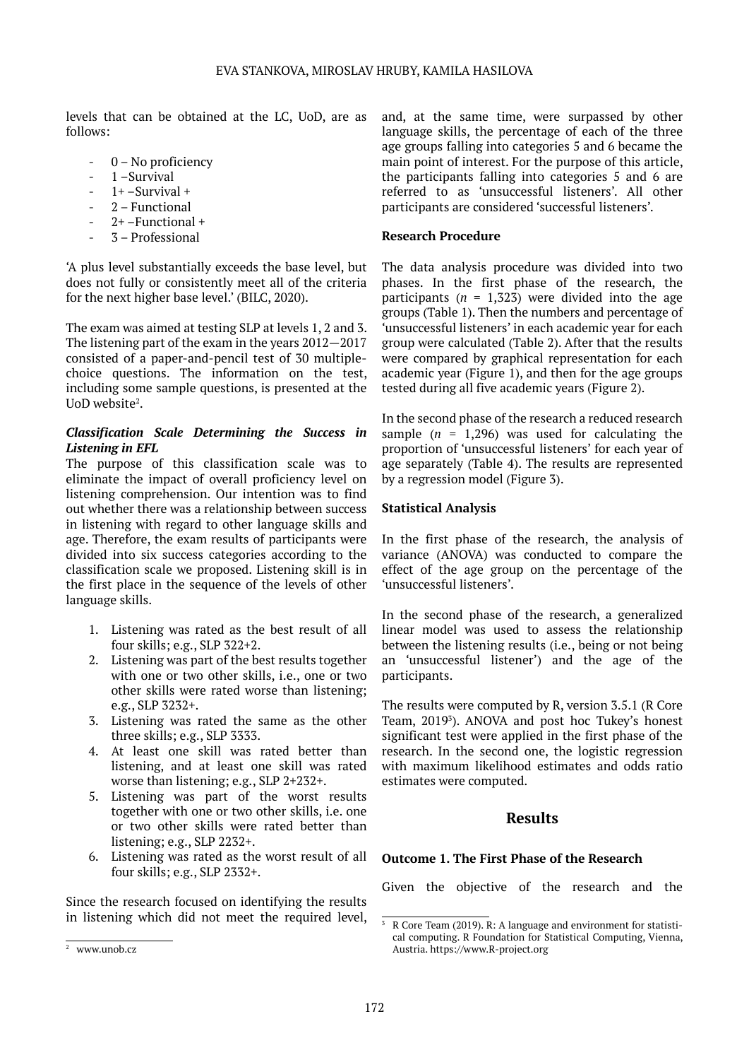levels that can be obtained at the LC, UoD, are as follows:

- 0 – No proficiency
- 1 –Survival
- 1+ –Survival +
- 2 – Functional
- 2+ –Functional +
- 3 – Professional

'A plus level substantially exceeds the base level, but does not fully or consistently meet all of the criteria for the next higher base level.' (BILC, 2020).

The exam was aimed at testing SLP at levels 1, 2 and 3. The listening part of the exam in the years 2012—2017 consisted of a paper-and-pencil test of 30 multiple-choice questions. The information on the test, including some sample questions, is presented at the UoD website[2].

***Classification Scale Determining the Success in Listening in EFL***

The purpose of this classification scale was to eliminate the impact of overall proficiency level on listening comprehension. Our intention was to find out whether there was a relationship between success in listening with regard to other language skills and age. Therefore, the exam results of participants were divided into six success categories according to the classification scale we proposed. Listening skill is in the first place in the sequence of the levels of other language skills.

1. Listening was rated as the best result of all four skills; e.g., SLP 322+2.
2. Listening was part of the best results together with one or two other skills, i.e., one or two other skills were rated worse than listening; e.g., SLP 3232+.
3. Listening was rated the same as the other three skills; e.g., SLP 3333.
4. At least one skill was rated better than listening, and at least one skill was rated worse than listening; e.g., SLP 2+232+.
5. Listening was part of the worst results together with one or two other skills, i.e. one or two other skills were rated better than listening; e.g., SLP 2232+.
6. Listening was rated as the worst result of all four skills; e.g., SLP 2332+.

Since the research focused on identifying the results in listening which did not meet the required level, and, at the same time, were surpassed by other language skills, the percentage of each of the three age groups falling into categories 5 and 6 became the main point of interest. For the purpose of this article, the participants falling into categories 5 and 6 are referred to as 'unsuccessful listeners'. All other participants are considered 'successful listeners'.

**Research Procedure**

The data analysis procedure was divided into two phases. In the first phase of the research, the participants ($n$ = 1,323) were divided into the age groups (Table 1). Then the numbers and percentage of 'unsuccessful listeners' in each academic year for each group were calculated (Table 2). After that the results were compared by graphical representation for each academic year (Figure 1), and then for the age groups tested during all five academic years (Figure 2).

In the second phase of the research a reduced research sample ($n$ = 1,296) was used for calculating the proportion of 'unsuccessful listeners' for each year of age separately (Table 4). The results are represented by a regression model (Figure 3).

**Statistical Analysis**

In the first phase of the research, the analysis of variance (ANOVA) was conducted to compare the effect of the age group on the percentage of the 'unsuccessful listeners'.

In the second phase of the research, a generalized linear model was used to assess the relationship between the listening results (i.e., being or not being an 'unsuccessful listener') and the age of the participants.

The results were computed by R, version 3.5.1 (R Core Team, 2019[3]). ANOVA and post hoc Tukey's honest significant test were applied in the first phase of the research. In the second one, the logistic regression with maximum likelihood estimates and odds ratio estimates were computed.

## Results

**Outcome 1. The First Phase of the Research**

Given the objective of the research and the

[2] www.unob.cz

[3] R Core Team (2019). R: A language and environment for statistical computing. R Foundation for Statistical Computing, Vienna, Austria. https://www.R-project.org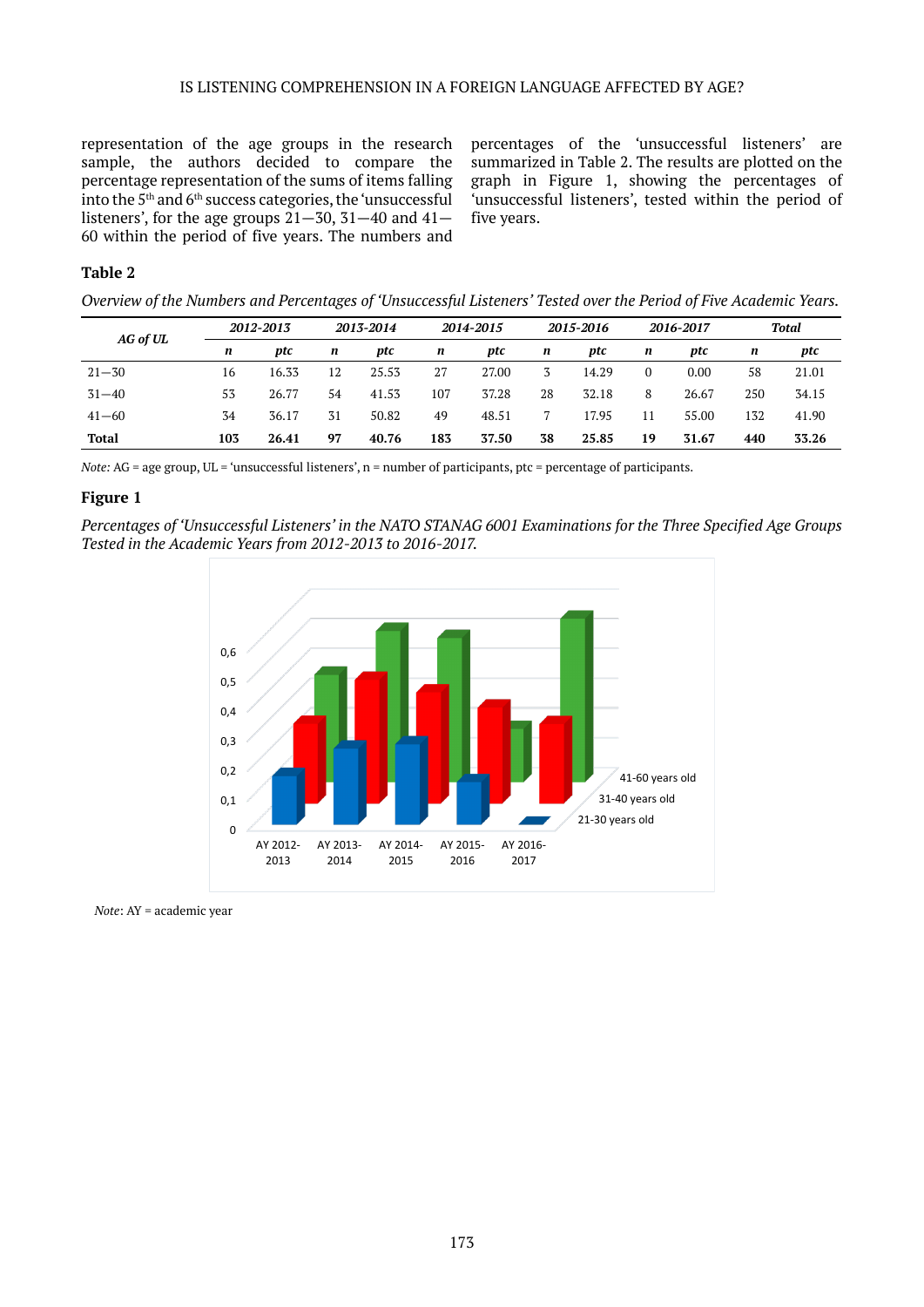representation of the age groups in the research sample, the authors decided to compare the percentage representation of the sums of items falling into the 5th and 6th success categories, the 'unsuccessful listeners', for the age groups 21—30, 31—40 and 41—60 within the period of five years. The numbers and percentages of the 'unsuccessful listeners' are summarized in Table 2. The results are plotted on the graph in Figure 1, showing the percentages of 'unsuccessful listeners', tested within the period of five years.

**Table 2**

*Overview of the Numbers and Percentages of 'Unsuccessful Listeners' Tested over the Period of Five Academic Years.*

| *AG of UL* | *2012-2013* | | *2013-2014* | | *2014-2015* | | *2015-2016* | | *2016-2017* | | *Total* | |
|---|---|---|---|---|---|---|---|---|---|---|---|---|
| | ***n*** | ***ptc*** | ***n*** | ***ptc*** | ***n*** | ***ptc*** | ***n*** | ***ptc*** | ***n*** | ***ptc*** | ***n*** | ***ptc*** |
| 21—30 | 16 | 16.33 | 12 | 25.53 | 27 | 27.00 | 3 | 14.29 | 0 | 0.00 | 58 | 21.01 |
| 31—40 | 53 | 26.77 | 54 | 41.53 | 107 | 37.28 | 28 | 32.18 | 8 | 26.67 | 250 | 34.15 |
| 41—60 | 34 | 36.17 | 31 | 50.82 | 49 | 48.51 | 7 | 17.95 | 11 | 55.00 | 132 | 41.90 |
| **Total** | **103** | **26.41** | **97** | **40.76** | **183** | **37.50** | **38** | **25.85** | **19** | **31.67** | **440** | **33.26** |

*Note:* AG = age group, UL = 'unsuccessful listeners', n = number of participants, ptc = percentage of participants.

**Figure 1**

*Percentages of 'Unsuccessful Listeners' in the NATO STANAG 6001 Examinations for the Three Specified Age Groups Tested in the Academic Years from 2012-2013 to 2016-2017.*

*Note*: AY = academic year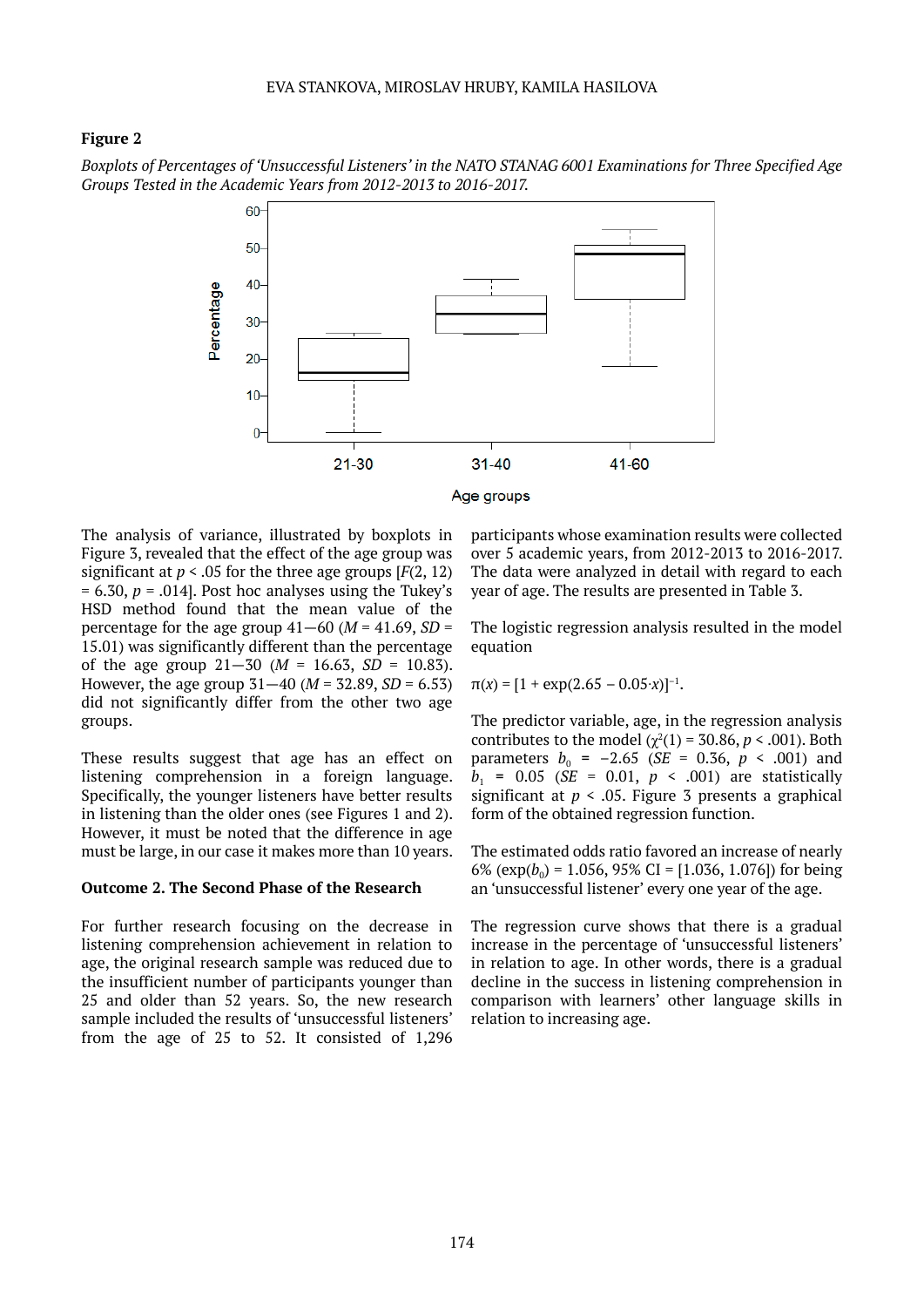**Figure 2**

*Boxplots of Percentages of 'Unsuccessful Listeners' in the NATO STANAG 6001 Examinations for Three Specified Age Groups Tested in the Academic Years from 2012-2013 to 2016-2017.*

The analysis of variance, illustrated by boxplots in Figure 3, revealed that the effect of the age group was significant at $p < .05$ for the three age groups [$F(2, 12) = 6.30$, $p = .014$]. Post hoc analyses using the Tukey's HSD method found that the mean value of the percentage for the age group 41—60 ($M = 41.69$, $SD = 15.01$) was significantly different than the percentage of the age group 21—30 ($M = 16.63$, $SD = 10.83$). However, the age group 31—40 ($M = 32.89$, $SD = 6.53$) did not significantly differ from the other two age groups.

These results suggest that age has an effect on listening comprehension in a foreign language. Specifically, the younger listeners have better results in listening than the older ones (see Figures 1 and 2). However, it must be noted that the difference in age must be large, in our case it makes more than 10 years.

**Outcome 2. The Second Phase of the Research**

For further research focusing on the decrease in listening comprehension achievement in relation to age, the original research sample was reduced due to the insufficient number of participants younger than 25 and older than 52 years. So, the new research sample included the results of 'unsuccessful listeners' from the age of 25 to 52. It consisted of 1,296 participants whose examination results were collected over 5 academic years, from 2012-2013 to 2016-2017. The data were analyzed in detail with regard to each year of age. The results are presented in Table 3.

The logistic regression analysis resulted in the model equation

$\pi(x) = [1 + \exp(2.65 - 0.05 \cdot x)]^{-1}$.

The predictor variable, age, in the regression analysis contributes to the model ($\chi^2(1) = 30.86$, $p < .001$). Both parameters $b_0 = -2.65$ ($SE = 0.36$, $p < .001$) and $b_1 = 0.05$ ($SE = 0.01$, $p < .001$) are statistically significant at $p < .05$. Figure 3 presents a graphical form of the obtained regression function.

The estimated odds ratio favored an increase of nearly 6% ($\exp(b_0) = 1.056$, 95% CI = [1.036, 1.076]) for being an 'unsuccessful listener' every one year of the age.

The regression curve shows that there is a gradual increase in the percentage of 'unsuccessful listeners' in relation to age. In other words, there is a gradual decline in the success in listening comprehension in comparison with learners' other language skills in relation to increasing age.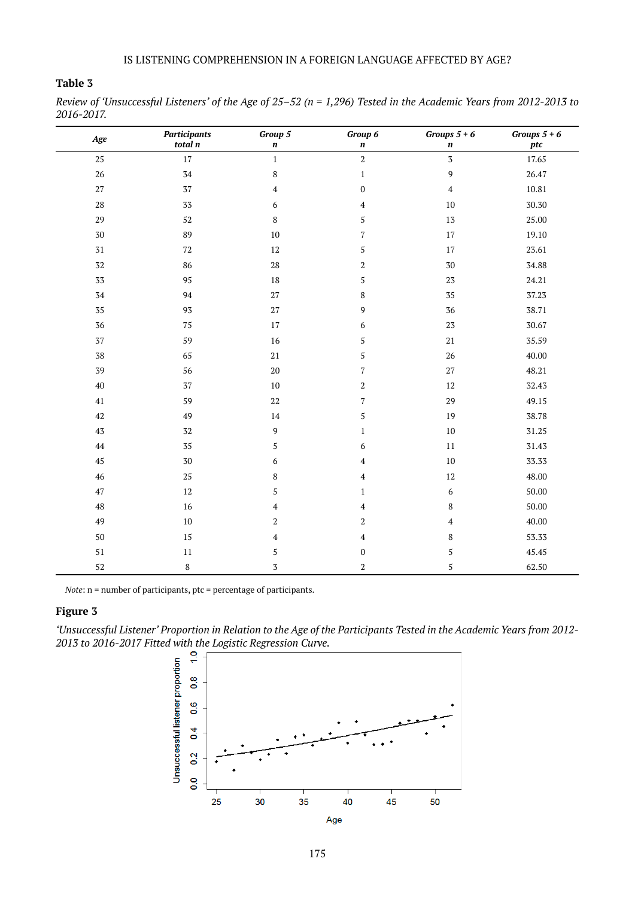**Table 3**

*Review of 'Unsuccessful Listeners' of the Age of 25–52 (n = 1,296) Tested in the Academic Years from 2012-2013 to 2016-2017.*

| *Age* | *Participants total n* | *Group 5 n* | *Group 6 n* | *Groups 5 + 6 n* | *Groups 5 + 6 ptc* |
|---|---|---|---|---|---|
| 25 | 17 | 1 | 2 | 3 | 17.65 |
| 26 | 34 | 8 | 1 | 9 | 26.47 |
| 27 | 37 | 4 | 0 | 4 | 10.81 |
| 28 | 33 | 6 | 4 | 10 | 30.30 |
| 29 | 52 | 8 | 5 | 13 | 25.00 |
| 30 | 89 | 10 | 7 | 17 | 19.10 |
| 31 | 72 | 12 | 5 | 17 | 23.61 |
| 32 | 86 | 28 | 2 | 30 | 34.88 |
| 33 | 95 | 18 | 5 | 23 | 24.21 |
| 34 | 94 | 27 | 8 | 35 | 37.23 |
| 35 | 93 | 27 | 9 | 36 | 38.71 |
| 36 | 75 | 17 | 6 | 23 | 30.67 |
| 37 | 59 | 16 | 5 | 21 | 35.59 |
| 38 | 65 | 21 | 5 | 26 | 40.00 |
| 39 | 56 | 20 | 7 | 27 | 48.21 |
| 40 | 37 | 10 | 2 | 12 | 32.43 |
| 41 | 59 | 22 | 7 | 29 | 49.15 |
| 42 | 49 | 14 | 5 | 19 | 38.78 |
| 43 | 32 | 9 | 1 | 10 | 31.25 |
| 44 | 35 | 5 | 6 | 11 | 31.43 |
| 45 | 30 | 6 | 4 | 10 | 33.33 |
| 46 | 25 | 8 | 4 | 12 | 48.00 |
| 47 | 12 | 5 | 1 | 6 | 50.00 |
| 48 | 16 | 4 | 4 | 8 | 50.00 |
| 49 | 10 | 2 | 2 | 4 | 40.00 |
| 50 | 15 | 4 | 4 | 8 | 53.33 |
| 51 | 11 | 5 | 0 | 5 | 45.45 |
| 52 | 8 | 3 | 2 | 5 | 62.50 |

*Note*: n = number of participants, ptc = percentage of participants.

**Figure 3**

*'Unsuccessful Listener' Proportion in Relation to the Age of the Participants Tested in the Academic Years from 2012-2013 to 2016-2017 Fitted with the Logistic Regression Curve.*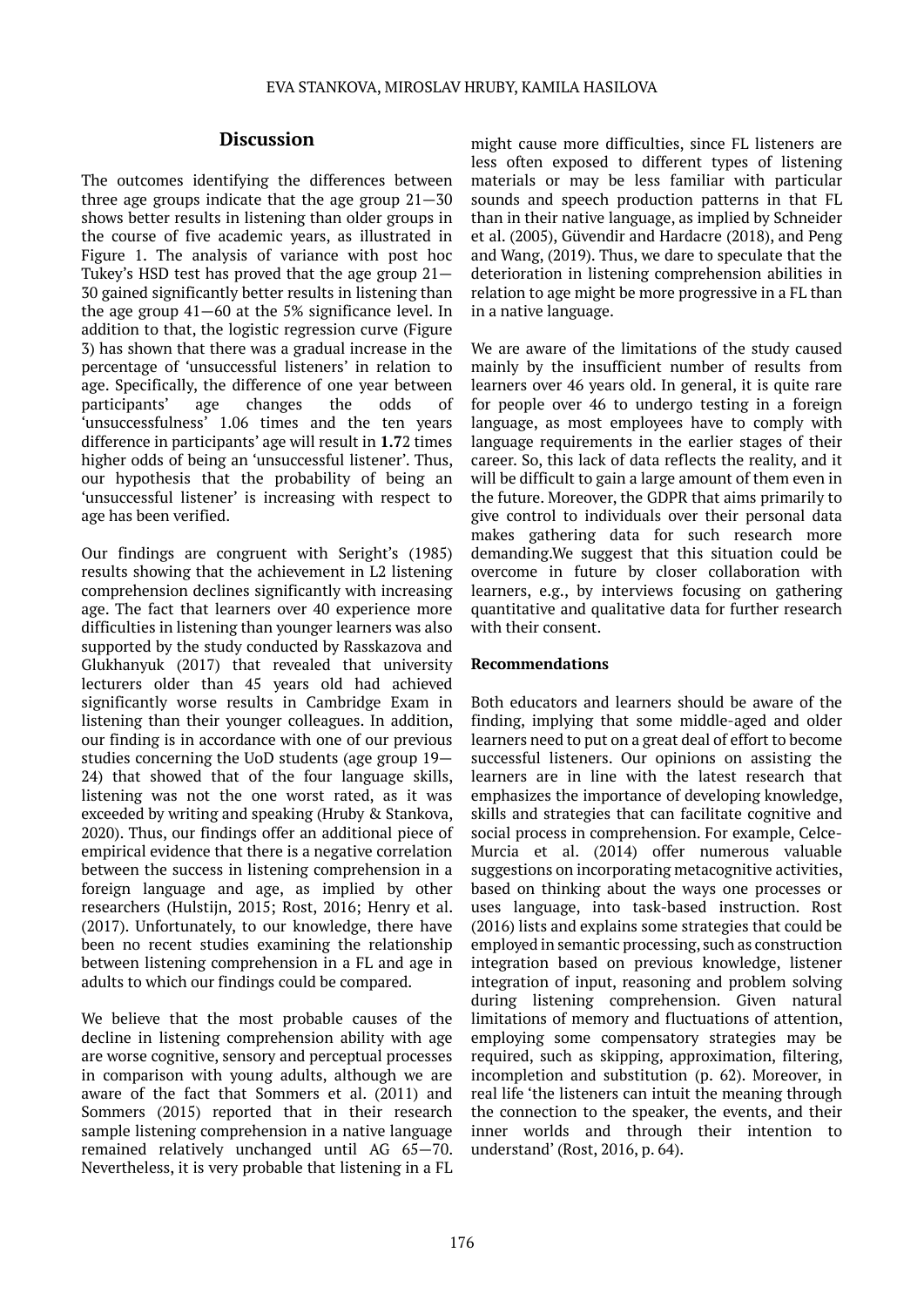## Discussion

The outcomes identifying the differences between three age groups indicate that the age group 21—30 shows better results in listening than older groups in the course of five academic years, as illustrated in Figure 1. The analysis of variance with post hoc Tukey's HSD test has proved that the age group 21—30 gained significantly better results in listening than the age group 41—60 at the 5% significance level. In addition to that, the logistic regression curve (Figure 3) has shown that there was a gradual increase in the percentage of 'unsuccessful listeners' in relation to age. Specifically, the difference of one year between participants' age changes the odds of 'unsuccessfulness' 1.06 times and the ten years difference in participants' age will result in **1.7**2 times higher odds of being an 'unsuccessful listener'. Thus, our hypothesis that the probability of being an 'unsuccessful listener' is increasing with respect to age has been verified.

Our findings are congruent with Seright's (1985) results showing that the achievement in L2 listening comprehension declines significantly with increasing age. The fact that learners over 40 experience more difficulties in listening than younger learners was also supported by the study conducted by Rasskazova and Glukhanyuk (2017) that revealed that university lecturers older than 45 years old had achieved significantly worse results in Cambridge Exam in listening than their younger colleagues. In addition, our finding is in accordance with one of our previous studies concerning the UoD students (age group 19—24) that showed that of the four language skills, listening was not the one worst rated, as it was exceeded by writing and speaking (Hruby & Stankova, 2020). Thus, our findings offer an additional piece of empirical evidence that there is a negative correlation between the success in listening comprehension in a foreign language and age, as implied by other researchers (Hulstijn, 2015; Rost, 2016; Henry et al. (2017). Unfortunately, to our knowledge, there have been no recent studies examining the relationship between listening comprehension in a FL and age in adults to which our findings could be compared.

We believe that the most probable causes of the decline in listening comprehension ability with age are worse cognitive, sensory and perceptual processes in comparison with young adults, although we are aware of the fact that Sommers et al. (2011) and Sommers (2015) reported that in their research sample listening comprehension in a native language remained relatively unchanged until AG 65—70. Nevertheless, it is very probable that listening in a FL might cause more difficulties, since FL listeners are less often exposed to different types of listening materials or may be less familiar with particular sounds and speech production patterns in that FL than in their native language, as implied by Schneider et al. (2005), Güvendir and Hardacre (2018), and Peng and Wang, (2019). Thus, we dare to speculate that the deterioration in listening comprehension abilities in relation to age might be more progressive in a FL than in a native language.

We are aware of the limitations of the study caused mainly by the insufficient number of results from learners over 46 years old. In general, it is quite rare for people over 46 to undergo testing in a foreign language, as most employees have to comply with language requirements in the earlier stages of their career. So, this lack of data reflects the reality, and it will be difficult to gain a large amount of them even in the future. Moreover, the GDPR that aims primarily to give control to individuals over their personal data makes gathering data for such research more demanding.We suggest that this situation could be overcome in future by closer collaboration with learners, e.g., by interviews focusing on gathering quantitative and qualitative data for further research with their consent.

### Recommendations

Both educators and learners should be aware of the finding, implying that some middle-aged and older learners need to put on a great deal of effort to become successful listeners. Our opinions on assisting the learners are in line with the latest research that emphasizes the importance of developing knowledge, skills and strategies that can facilitate cognitive and social process in comprehension. For example, Celce-Murcia et al. (2014) offer numerous valuable suggestions on incorporating metacognitive activities, based on thinking about the ways one processes or uses language, into task-based instruction. Rost (2016) lists and explains some strategies that could be employed in semantic processing, such as construction integration based on previous knowledge, listener integration of input, reasoning and problem solving during listening comprehension. Given natural limitations of memory and fluctuations of attention, employing some compensatory strategies may be required, such as skipping, approximation, filtering, incompletion and substitution (p. 62). Moreover, in real life 'the listeners can intuit the meaning through the connection to the speaker, the events, and their inner worlds and through their intention to understand' (Rost, 2016, p. 64).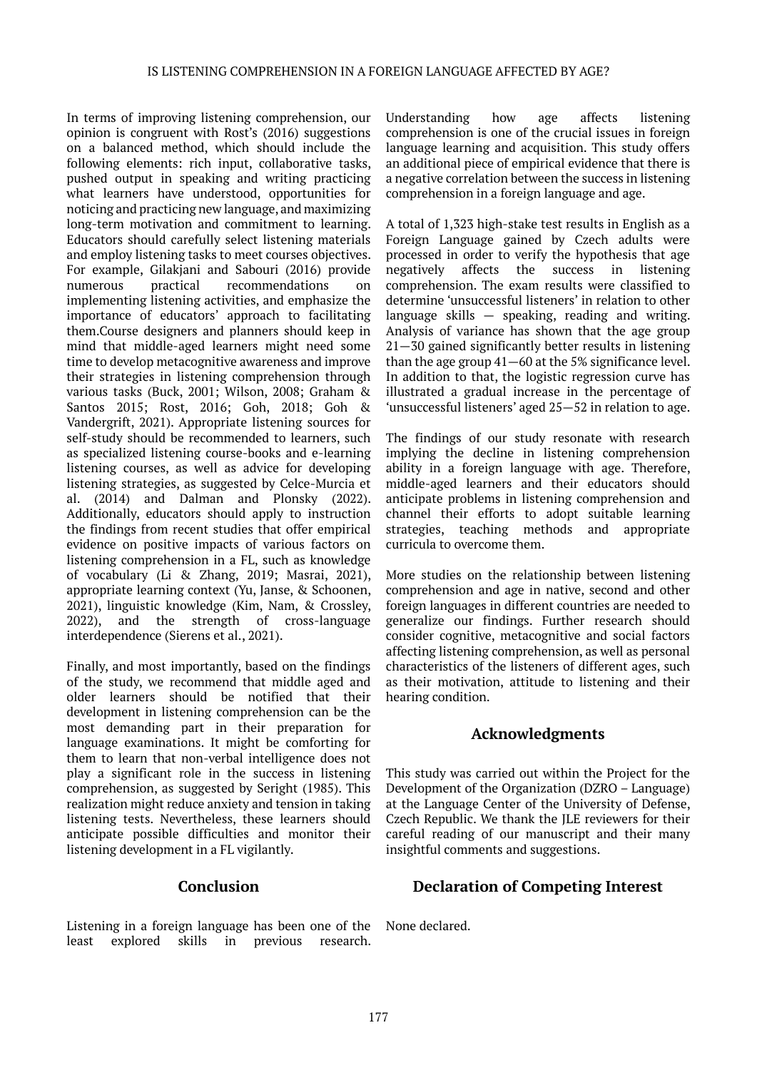In terms of improving listening comprehension, our opinion is congruent with Rost's (2016) suggestions on a balanced method, which should include the following elements: rich input, collaborative tasks, pushed output in speaking and writing practicing what learners have understood, opportunities for noticing and practicing new language, and maximizing long-term motivation and commitment to learning. Educators should carefully select listening materials and employ listening tasks to meet courses objectives. For example, Gilakjani and Sabouri (2016) provide numerous practical recommendations on implementing listening activities, and emphasize the importance of educators' approach to facilitating them.Course designers and planners should keep in mind that middle-aged learners might need some time to develop metacognitive awareness and improve their strategies in listening comprehension through various tasks (Buck, 2001; Wilson, 2008; Graham & Santos 2015; Rost, 2016; Goh, 2018; Goh & Vandergrift, 2021). Appropriate listening sources for self-study should be recommended to learners, such as specialized listening course-books and e-learning listening courses, as well as advice for developing listening strategies, as suggested by Celce-Murcia et al. (2014) and Dalman and Plonsky (2022). Additionally, educators should apply to instruction the findings from recent studies that offer empirical evidence on positive impacts of various factors on listening comprehension in a FL, such as knowledge of vocabulary (Li & Zhang, 2019; Masrai, 2021), appropriate learning context (Yu, Janse, & Schoonen, 2021), linguistic knowledge (Kim, Nam, & Crossley, 2022), and the strength of cross-language interdependence (Sierens et al., 2021).

Finally, and most importantly, based on the findings of the study, we recommend that middle aged and older learners should be notified that their development in listening comprehension can be the most demanding part in their preparation for language examinations. It might be comforting for them to learn that non-verbal intelligence does not play a significant role in the success in listening comprehension, as suggested by Seright (1985). This realization might reduce anxiety and tension in taking listening tests. Nevertheless, these learners should anticipate possible difficulties and monitor their listening development in a FL vigilantly.

## Conclusion

Listening in a foreign language has been one of the least explored skills in previous research. Understanding how age affects listening comprehension is one of the crucial issues in foreign language learning and acquisition. This study offers an additional piece of empirical evidence that there is a negative correlation between the success in listening comprehension in a foreign language and age.

A total of 1,323 high-stake test results in English as a Foreign Language gained by Czech adults were processed in order to verify the hypothesis that age negatively affects the success in listening comprehension. The exam results were classified to determine 'unsuccessful listeners' in relation to other language skills — speaking, reading and writing. Analysis of variance has shown that the age group 21—30 gained significantly better results in listening than the age group 41—60 at the 5% significance level. In addition to that, the logistic regression curve has illustrated a gradual increase in the percentage of 'unsuccessful listeners' aged 25—52 in relation to age.

The findings of our study resonate with research implying the decline in listening comprehension ability in a foreign language with age. Therefore, middle-aged learners and their educators should anticipate problems in listening comprehension and channel their efforts to adopt suitable learning strategies, teaching methods and appropriate curricula to overcome them.

More studies on the relationship between listening comprehension and age in native, second and other foreign languages in different countries are needed to generalize our findings. Further research should consider cognitive, metacognitive and social factors affecting listening comprehension, as well as personal characteristics of the listeners of different ages, such as their motivation, attitude to listening and their hearing condition.

## Acknowledgments

This study was carried out within the Project for the Development of the Organization (DZRO – Language) at the Language Center of the University of Defense, Czech Republic. We thank the JLE reviewers for their careful reading of our manuscript and their many insightful comments and suggestions.

## Declaration of Competing Interest

None declared.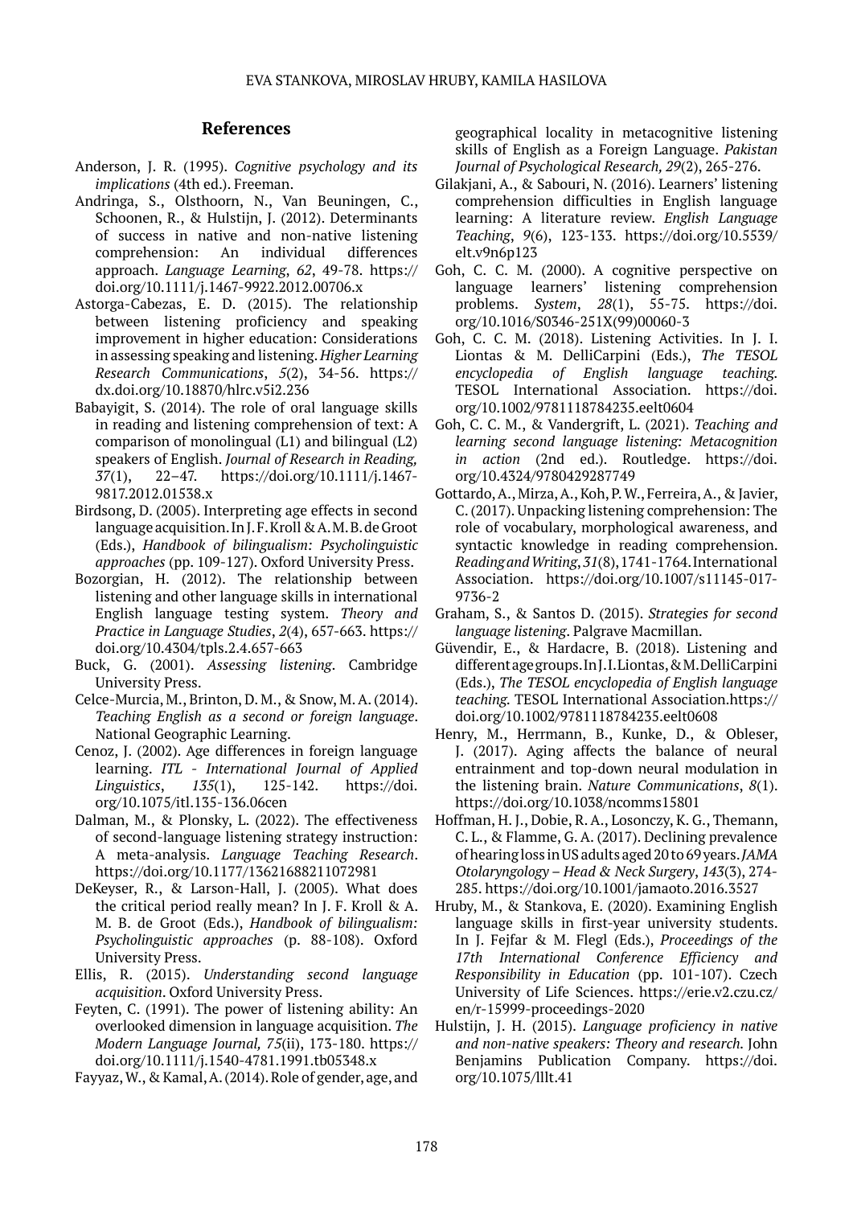## References

Anderson, J. R. (1995). *Cognitive psychology and its implications* (4th ed.). Freeman.

Andringa, S., Olsthoorn, N., Van Beuningen, C., Schoonen, R., & Hulstijn, J. (2012). Determinants of success in native and non-native listening comprehension: An individual differences approach. *Language Learning*, *62*, 49-78. https://doi.org/10.1111/j.1467-9922.2012.00706.x

Astorga-Cabezas, E. D. (2015). The relationship between listening proficiency and speaking improvement in higher education: Considerations in assessing speaking and listening. *Higher Learning Research Communications*, *5*(2), 34-56. https://dx.doi.org/10.18870/hlrc.v5i2.236

Babayigit, S. (2014). The role of oral language skills in reading and listening comprehension of text: A comparison of monolingual (L1) and bilingual (L2) speakers of English. *Journal of Research in Reading, 37*(1), 22–47. https://doi.org/10.1111/j.1467-9817.2012.01538.x

Birdsong, D. (2005). Interpreting age effects in second language acquisition. In J. F. Kroll & A. M. B. de Groot (Eds.), *Handbook of bilingualism: Psycholinguistic approaches* (pp. 109-127). Oxford University Press.

Bozorgian, H. (2012). The relationship between listening and other language skills in international English language testing system. *Theory and Practice in Language Studies*, *2*(4), 657-663. https://doi.org/10.4304/tpls.2.4.657-663

Buck, G. (2001). *Assessing listening*. Cambridge University Press.

Celce-Murcia, M., Brinton, D. M., & Snow, M. A. (2014). *Teaching English as a second or foreign language*. National Geographic Learning.

Cenoz, J. (2002). Age differences in foreign language learning. *ITL - International Journal of Applied Linguistics*, *135*(1), 125-142. https://doi.org/10.1075/itl.135-136.06cen

Dalman, M., & Plonsky, L. (2022). The effectiveness of second-language listening strategy instruction: A meta-analysis. *Language Teaching Research*. https://doi.org/10.1177/13621688211072981

DeKeyser, R., & Larson-Hall, J. (2005). What does the critical period really mean? In J. F. Kroll & A. M. B. de Groot (Eds.), *Handbook of bilingualism: Psycholinguistic approaches* (p. 88-108). Oxford University Press.

Ellis, R. (2015). *Understanding second language acquisition*. Oxford University Press.

Feyten, C. (1991). The power of listening ability: An overlooked dimension in language acquisition. *The Modern Language Journal, 75*(ii), 173-180. https://doi.org/10.1111/j.1540-4781.1991.tb05348.x

Fayyaz, W., & Kamal, A. (2014). Role of gender, age, and geographical locality in metacognitive listening skills of English as a Foreign Language. *Pakistan Journal of Psychological Research, 29*(2), 265-276.

Gilakjani, A., & Sabouri, N. (2016). Learners' listening comprehension difficulties in English language learning: A literature review. *English Language Teaching*, *9*(6), 123-133. https://doi.org/10.5539/elt.v9n6p123

Goh, C. C. M. (2000). A cognitive perspective on language learners' listening comprehension problems. *System*, *28*(1), 55-75. https://doi.org/10.1016/S0346-251X(99)00060-3

Goh, C. C. M. (2018). Listening Activities. In J. I. Liontas & M. DelliCarpini (Eds.), *The TESOL encyclopedia of English language teaching.* TESOL International Association. https://doi.org/10.1002/9781118784235.eelt0604

Goh, C. C. M., & Vandergrift, L. (2021). *Teaching and learning second language listening: Metacognition in action* (2nd ed.). Routledge. https://doi.org/10.4324/9780429287749

Gottardo, A., Mirza, A., Koh, P. W., Ferreira, A., & Javier, C. (2017). Unpacking listening comprehension: The role of vocabulary, morphological awareness, and syntactic knowledge in reading comprehension. *Reading and Writing*, *31*(8), 1741-1764. International Association. https://doi.org/10.1007/s11145-017-9736-2

Graham, S., & Santos D. (2015). *Strategies for second language listening*. Palgrave Macmillan.

Güvendir, E., & Hardacre, B. (2018). Listening and different age groups. In J. I. Liontas, & M. DelliCarpini (Eds.), *The TESOL encyclopedia of English language teaching.* TESOL International Association.https://doi.org/10.1002/9781118784235.eelt0608

Henry, M., Herrmann, B., Kunke, D., & Obleser, J. (2017). Aging affects the balance of neural entrainment and top-down neural modulation in the listening brain. *Nature Communications*, *8*(1). https://doi.org/10.1038/ncomms15801

Hoffman, H. J., Dobie, R. A., Losonczy, K. G., Themann, C. L., & Flamme, G. A. (2017). Declining prevalence of hearing loss in US adults aged 20 to 69 years. *JAMA Otolaryngology – Head & Neck Surgery*, *143*(3), 274-285. https://doi.org/10.1001/jamaoto.2016.3527

Hruby, M., & Stankova, E. (2020). Examining English language skills in first-year university students. In J. Fejfar & M. Flegl (Eds.), *Proceedings of the 17th International Conference Efficiency and Responsibility in Education* (pp. 101-107). Czech University of Life Sciences. https://erie.v2.czu.cz/en/r-15999-proceedings-2020

Hulstijn, J. H. (2015). *Language proficiency in native and non-native speakers: Theory and research.* John Benjamins Publication Company. https://doi.org/10.1075/lllt.41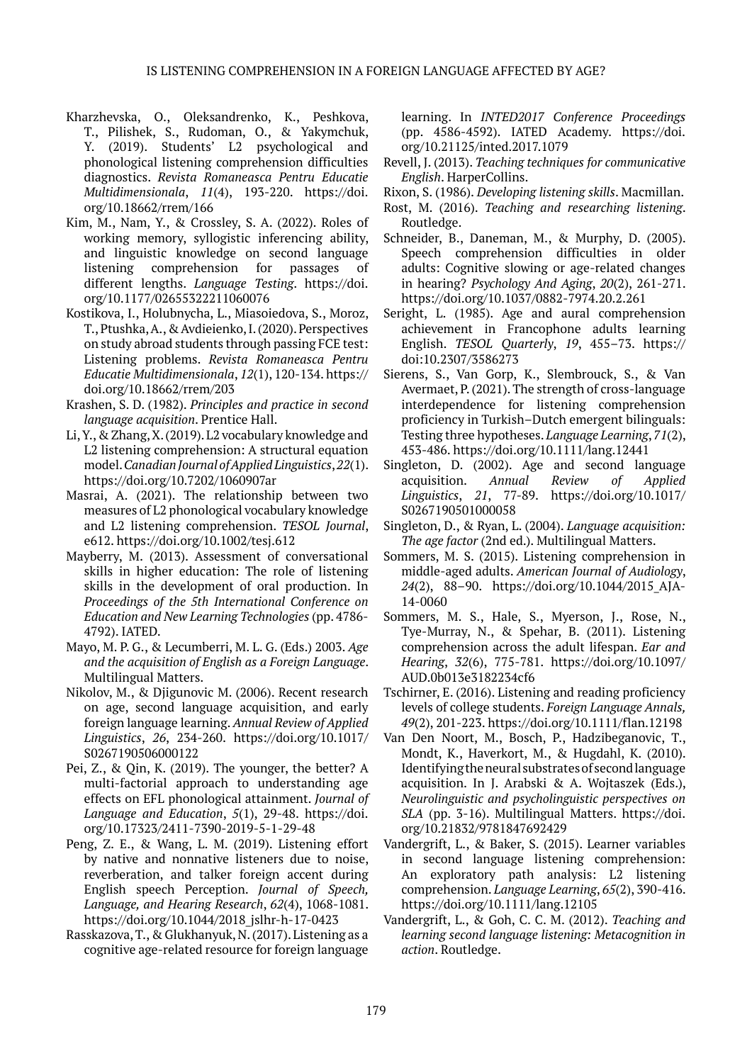Kharzhevska, O., Oleksandrenko, K., Peshkova, T., Pilishek, S., Rudoman, O., & Yakymchuk, Y. (2019). Students' L2 psychological and phonological listening comprehension difficulties diagnostics. *Revista Romaneasca Pentru Educatie Multidimensionala*, *11*(4), 193-220. https://doi.org/10.18662/rrem/166

Kim, M., Nam, Y., & Crossley, S. A. (2022). Roles of working memory, syllogistic inferencing ability, and linguistic knowledge on second language listening comprehension for passages of different lengths. *Language Testing*. https://doi.org/10.1177/02655322211060076

Kostikova, I., Holubnycha, L., Miasoiedova, S., Moroz, T., Ptushka, A., & Avdieienko, I. (2020). Perspectives on study abroad students through passing FCE test: Listening problems. *Revista Romaneasca Pentru Educatie Multidimensionala*, *12*(1), 120-134. https://doi.org/10.18662/rrem/203

Krashen, S. D. (1982). *Principles and practice in second language acquisition*. Prentice Hall.

Li, Y., & Zhang, X. (2019). L2 vocabulary knowledge and L2 listening comprehension: A structural equation model. *Canadian Journal of Applied Linguistics*, *22*(1). https://doi.org/10.7202/1060907ar

Masrai, A. (2021). The relationship between two measures of L2 phonological vocabulary knowledge and L2 listening comprehension. *TESOL Journal*, e612. https://doi.org/10.1002/tesj.612

Mayberry, M. (2013). Assessment of conversational skills in higher education: The role of listening skills in the development of oral production. In *Proceedings of the 5th International Conference on Education and New Learning Technologies* (pp. 4786-4792). IATED.

Mayo, M. P. G., & Lecumberri, M. L. G. (Eds.) 2003. *Age and the acquisition of English as a Foreign Language*. Multilingual Matters.

Nikolov, M., & Djigunovic M. (2006). Recent research on age, second language acquisition, and early foreign language learning. *Annual Review of Applied Linguistics*, *26*, 234-260. https://doi.org/10.1017/S0267190506000122

Pei, Z., & Qin, K. (2019). The younger, the better? A multi-factorial approach to understanding age effects on EFL phonological attainment. *Journal of Language and Education*, *5*(1), 29-48. https://doi.org/10.17323/2411-7390-2019-5-1-29-48

Peng, Z. E., & Wang, L. M. (2019). Listening effort by native and nonnative listeners due to noise, reverberation, and talker foreign accent during English speech Perception. *Journal of Speech, Language, and Hearing Research*, *62*(4), 1068-1081. https://doi.org/10.1044/2018_jslhr-h-17-0423

Rasskazova, T., & Glukhanyuk, N. (2017). Listening as a cognitive age-related resource for foreign language learning. In *INTED2017 Conference Proceedings* (pp. 4586-4592). IATED Academy. https://doi.org/10.21125/inted.2017.1079

Revell, J. (2013). *Teaching techniques for communicative English*. HarperCollins.

Rixon, S. (1986). *Developing listening skills*. Macmillan.

Rost, M. (2016). *Teaching and researching listening*. Routledge.

Schneider, B., Daneman, M., & Murphy, D. (2005). Speech comprehension difficulties in older adults: Cognitive slowing or age-related changes in hearing? *Psychology And Aging*, *20*(2), 261-271. https://doi.org/10.1037/0882-7974.20.2.261

Seright, L. (1985). Age and aural comprehension achievement in Francophone adults learning English. *TESOL Quarterly*, *19*, 455–73. https://doi:10.2307/3586273

Sierens, S., Van Gorp, K., Slembrouck, S., & Van Avermaet, P. (2021). The strength of cross-language interdependence for listening comprehension proficiency in Turkish–Dutch emergent bilinguals: Testing three hypotheses. *Language Learning*, *71*(2), 453-486. https://doi.org/10.1111/lang.12441

Singleton, D. (2002). Age and second language acquisition. *Annual Review of Applied Linguistics*, *21*, 77-89. https://doi.org/10.1017/S0267190501000058

Singleton, D., & Ryan, L. (2004). *Language acquisition: The age factor* (2nd ed.). Multilingual Matters.

Sommers, M. S. (2015). Listening comprehension in middle-aged adults. *American Journal of Audiology*, *24*(2), 88–90. https://doi.org/10.1044/2015_AJA-14-0060

Sommers, M. S., Hale, S., Myerson, J., Rose, N., Tye-Murray, N., & Spehar, B. (2011). Listening comprehension across the adult lifespan. *Ear and Hearing*, *32*(6), 775-781. https://doi.org/10.1097/AUD.0b013e3182234cf6

Tschirner, E. (2016). Listening and reading proficiency levels of college students. *Foreign Language Annals*, *49*(2), 201-223. https://doi.org/10.1111/flan.12198

Van Den Noort, M., Bosch, P., Hadzibeganovic, T., Mondt, K., Haverkort, M., & Hugdahl, K. (2010). Identifying the neural substrates of second language acquisition. In J. Arabski & A. Wojtaszek (Eds.), *Neurolinguistic and psycholinguistic perspectives on SLA* (pp. 3-16). Multilingual Matters. https://doi.org/10.21832/9781847692429

Vandergrift, L., & Baker, S. (2015). Learner variables in second language listening comprehension: An exploratory path analysis: L2 listening comprehension. *Language Learning*, *65*(2), 390-416. https://doi.org/10.1111/lang.12105

Vandergrift, L., & Goh, C. C. M. (2012). *Teaching and learning second language listening: Metacognition in action*. Routledge.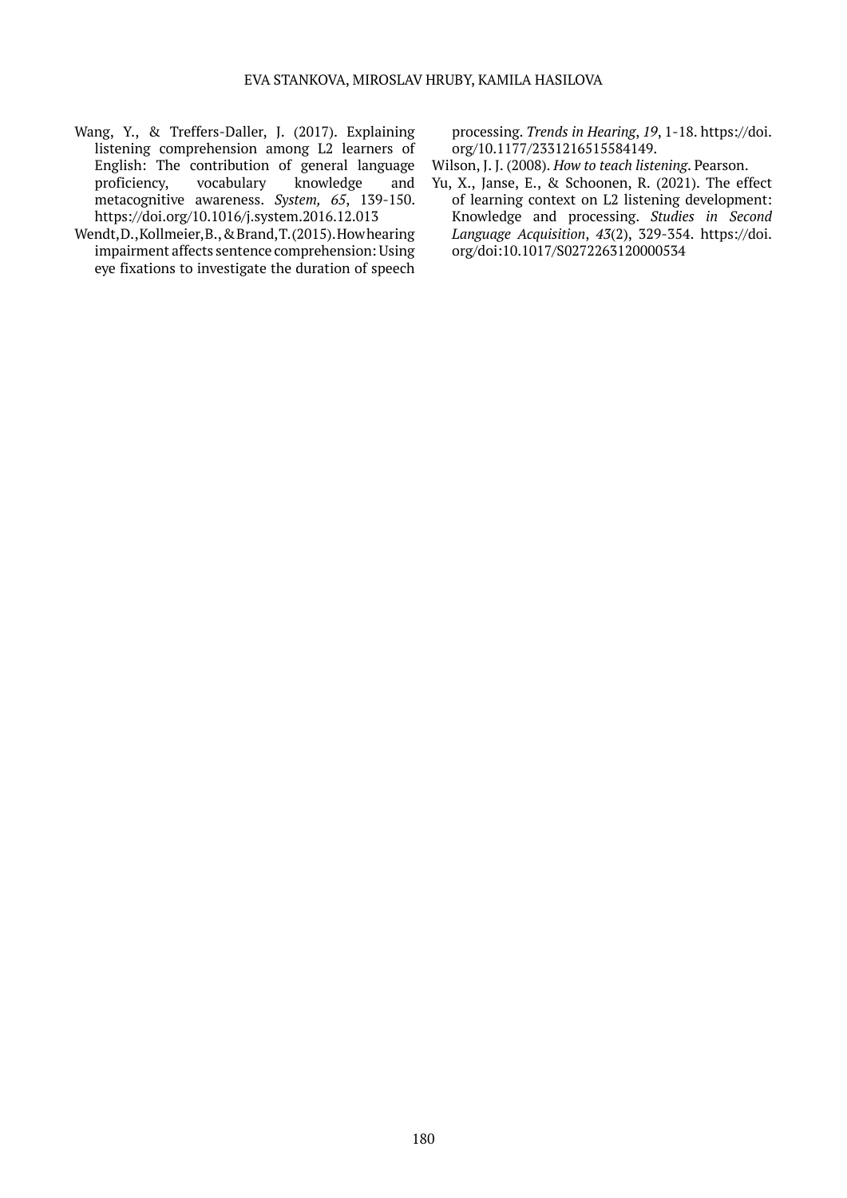Wang, Y., & Treffers-Daller, J. (2017). Explaining listening comprehension among L2 learners of English: The contribution of general language proficiency, vocabulary knowledge and metacognitive awareness. *System, 65*, 139-150. https://doi.org/10.1016/j.system.2016.12.013

Wendt, D., Kollmeier, B., & Brand, T. (2015). How hearing impairment affects sentence comprehension: Using eye fixations to investigate the duration of speech processing. *Trends in Hearing*, *19*, 1-18. https://doi.org/10.1177/2331216515584149.

Wilson, J. J. (2008). *How to teach listening*. Pearson.

Yu, X., Janse, E., & Schoonen, R. (2021). The effect of learning context on L2 listening development: Knowledge and processing. *Studies in Second Language Acquisition*, *43*(2), 329-354. https://doi.org/doi:10.1017/S0272263120000534